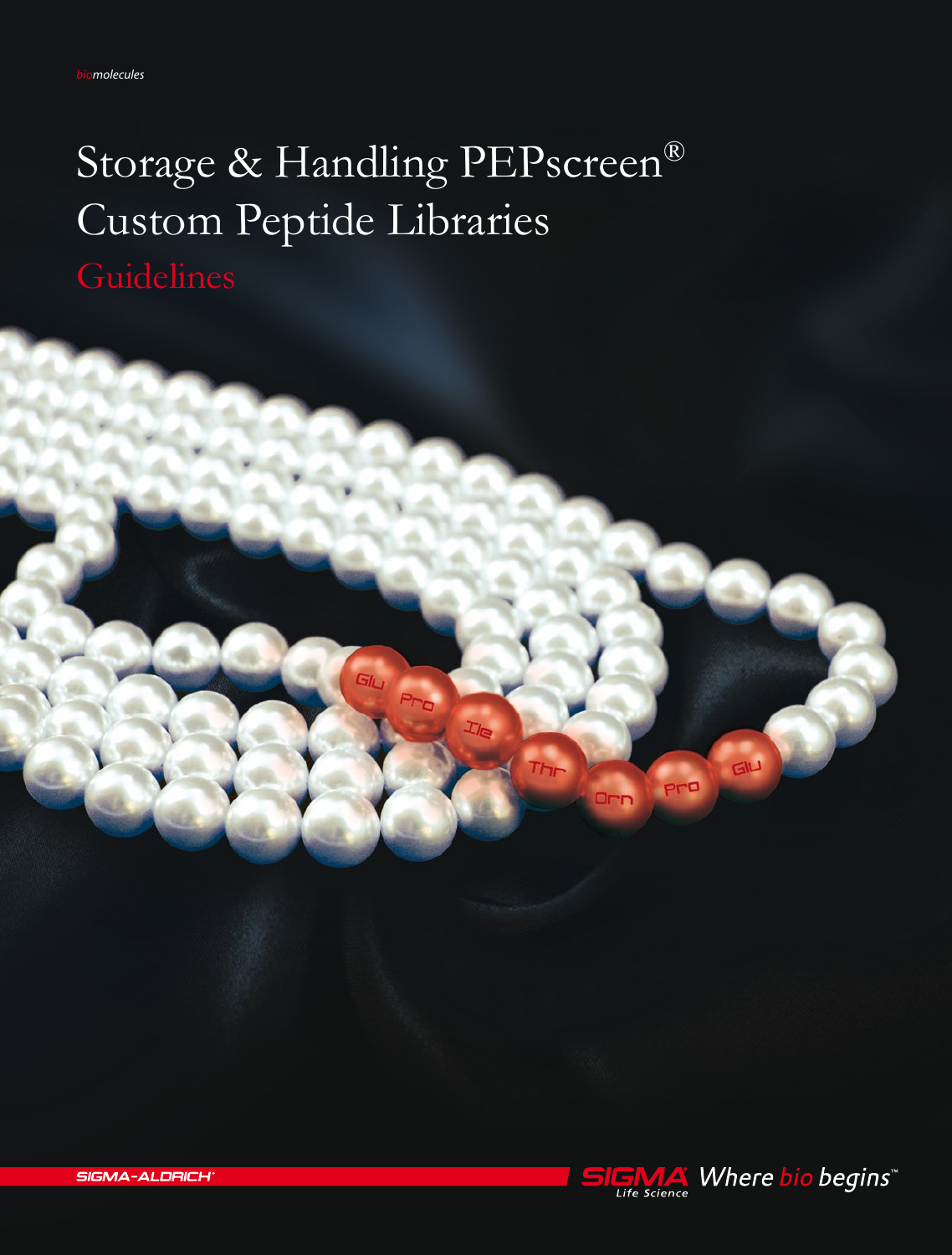*biomolecules*

# Storage & Handling PEPscreen® Custom Peptide Libraries

## Guidelines

SIGMA-ALDRICH®

SIGMA Life Science Where bio begins™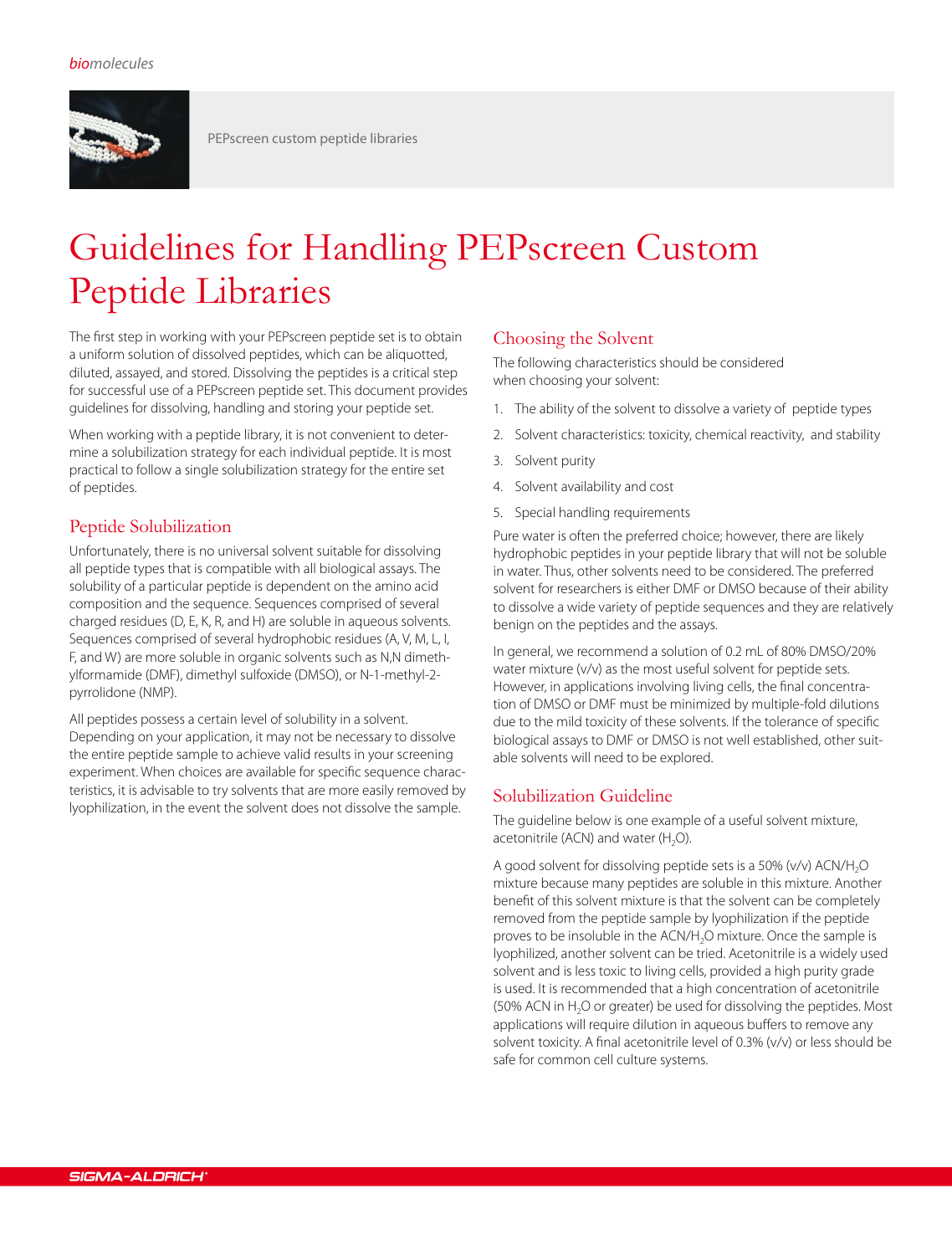# Guidelines for Handling PEPscreen Custom Peptide Libraries

The first step in working with your PEPscreen peptide set is to obtain a uniform solution of dissolved peptides, which can be aliquotted, diluted, assayed, and stored. Dissolving the peptides is a critical step for successful use of a PEPscreen peptide set. This document provides guidelines for dissolving, handling and storing your peptide set.

When working with a peptide library, it is not convenient to determine a solubilization strategy for each individual peptide. It is most practical to follow a single solubilization strategy for the entire set of peptides.

## Peptide Solubilization

Unfortunately, there is no universal solvent suitable for dissolving all peptide types that is compatible with all biological assays. The solubility of a particular peptide is dependent on the amino acid composition and the sequence. Sequences comprised of several charged residues (D, E, K, R, and H) are soluble in aqueous solvents. Sequences comprised of several hydrophobic residues (A, V, M, L, I, F, and W) are more soluble in organic solvents such as N,N dimethylformamide (DMF), dimethyl sulfoxide (DMSO), or N-1-methyl-2-pyrrolidone (NMP).

All peptides possess a certain level of solubility in a solvent. Depending on your application, it may not be necessary to dissolve the entire peptide sample to achieve valid results in your screening experiment. When choices are available for specific sequence characteristics, it is advisable to try solvents that are more easily removed by lyophilization, in the event the solvent does not dissolve the sample.

## Choosing the Solvent

The following characteristics should be considered when choosing your solvent:

1. The ability of the solvent to dissolve a variety of peptide types
2. Solvent characteristics: toxicity, chemical reactivity, and stability
3. Solvent purity
4. Solvent availability and cost
5. Special handling requirements

Pure water is often the preferred choice; however, there are likely hydrophobic peptides in your peptide library that will not be soluble in water. Thus, other solvents need to be considered. The preferred solvent for researchers is either DMF or DMSO because of their ability to dissolve a wide variety of peptide sequences and they are relatively benign on the peptides and the assays.

In general, we recommend a solution of 0.2 mL of 80% DMSO/20% water mixture (v/v) as the most useful solvent for peptide sets. However, in applications involving living cells, the final concentration of DMSO or DMF must be minimized by multiple-fold dilutions due to the mild toxicity of these solvents. If the tolerance of specific biological assays to DMF or DMSO is not well established, other suitable solvents will need to be explored.

## Solubilization Guideline

The guideline below is one example of a useful solvent mixture, acetonitrile (ACN) and water ($H_2O$).

A good solvent for dissolving peptide sets is a 50% (v/v) ACN/$H_2O$ mixture because many peptides are soluble in this mixture. Another benefit of this solvent mixture is that the solvent can be completely removed from the peptide sample by lyophilization if the peptide proves to be insoluble in the ACN/$H_2O$ mixture. Once the sample is lyophilized, another solvent can be tried. Acetonitrile is a widely used solvent and is less toxic to living cells, provided a high purity grade is used. It is recommended that a high concentration of acetonitrile (50% ACN in $H_2O$ or greater) be used for dissolving the peptides. Most applications will require dilution in aqueous buffers to remove any solvent toxicity. A final acetonitrile level of 0.3% (v/v) or less should be safe for common cell culture systems.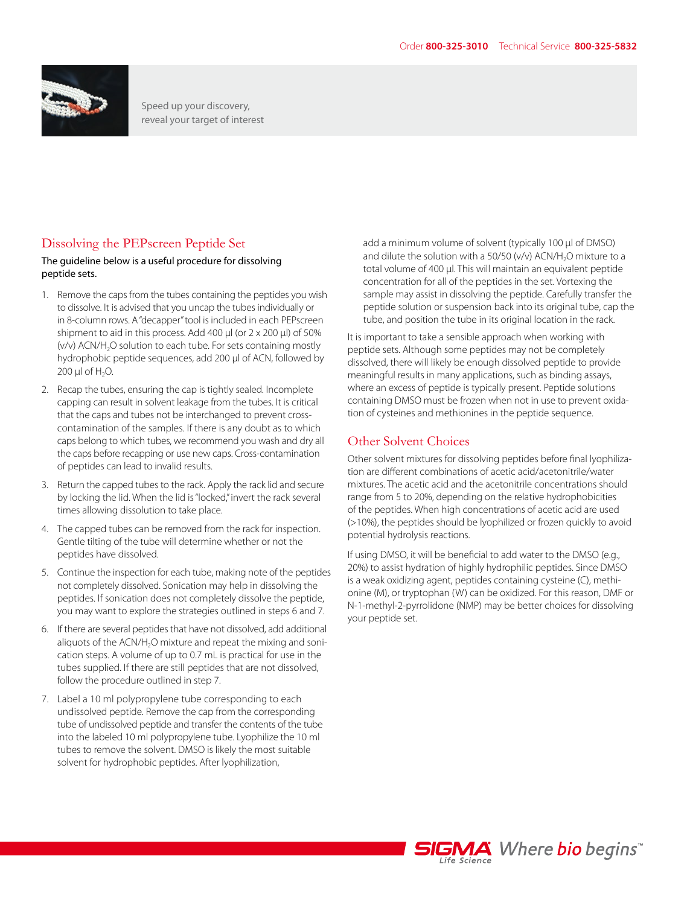## Dissolving the PEPscreen Peptide Set

The guideline below is a useful procedure for dissolving peptide sets.

1. Remove the caps from the tubes containing the peptides you wish to dissolve. It is advised that you uncap the tubes individually or in 8-column rows. A "decapper" tool is included in each PEPscreen shipment to aid in this process. Add 400 µl (or 2 x 200 µl) of 50% (v/v) ACN/$H_2O$ solution to each tube. For sets containing mostly hydrophobic peptide sequences, add 200 µl of ACN, followed by 200 µl of $H_2O$.
2. Recap the tubes, ensuring the cap is tightly sealed. Incomplete capping can result in solvent leakage from the tubes. It is critical that the caps and tubes not be interchanged to prevent cross-contamination of the samples. If there is any doubt as to which caps belong to which tubes, we recommend you wash and dry all the caps before recapping or use new caps. Cross-contamination of peptides can lead to invalid results.
3. Return the capped tubes to the rack. Apply the rack lid and secure by locking the lid. When the lid is "locked," invert the rack several times allowing dissolution to take place.
4. The capped tubes can be removed from the rack for inspection. Gentle tilting of the tube will determine whether or not the peptides have dissolved.
5. Continue the inspection for each tube, making note of the peptides not completely dissolved. Sonication may help in dissolving the peptides. If sonication does not completely dissolve the peptide, you may want to explore the strategies outlined in steps 6 and 7.
6. If there are several peptides that have not dissolved, add additional aliquots of the ACN/$H_2O$ mixture and repeat the mixing and sonication steps. A volume of up to 0.7 mL is practical for use in the tubes supplied. If there are still peptides that are not dissolved, follow the procedure outlined in step 7.
7. Label a 10 ml polypropylene tube corresponding to each undissolved peptide. Remove the cap from the corresponding tube of undissolved peptide and transfer the contents of the tube into the labeled 10 ml polypropylene tube. Lyophilize the 10 ml tubes to remove the solvent. DMSO is likely the most suitable solvent for hydrophobic peptides. After lyophilization, add a minimum volume of solvent (typically 100 µl of DMSO) and dilute the solution with a 50/50 (v/v) ACN/$H_2O$ mixture to a total volume of 400 µl. This will maintain an equivalent peptide concentration for all of the peptides in the set. Vortexing the sample may assist in dissolving the peptide. Carefully transfer the peptide solution or suspension back into its original tube, cap the tube, and position the tube in its original location in the rack.

It is important to take a sensible approach when working with peptide sets. Although some peptides may not be completely dissolved, there will likely be enough dissolved peptide to provide meaningful results in many applications, such as binding assays, where an excess of peptide is typically present. Peptide solutions containing DMSO must be frozen when not in use to prevent oxidation of cysteines and methionines in the peptide sequence.

## Other Solvent Choices

Other solvent mixtures for dissolving peptides before final lyophilization are different combinations of acetic acid/acetonitrile/water mixtures. The acetic acid and the acetonitrile concentrations should range from 5 to 20%, depending on the relative hydrophobicities of the peptides. When high concentrations of acetic acid are used (>10%), the peptides should be lyophilized or frozen quickly to avoid potential hydrolysis reactions.

If using DMSO, it will be beneficial to add water to the DMSO (e.g., 20%) to assist hydration of highly hydrophilic peptides. Since DMSO is a weak oxidizing agent, peptides containing cysteine (C), methionine (M), or tryptophan (W) can be oxidized. For this reason, DMF or N-1-methyl-2-pyrrolidone (NMP) may be better choices for dissolving your peptide set.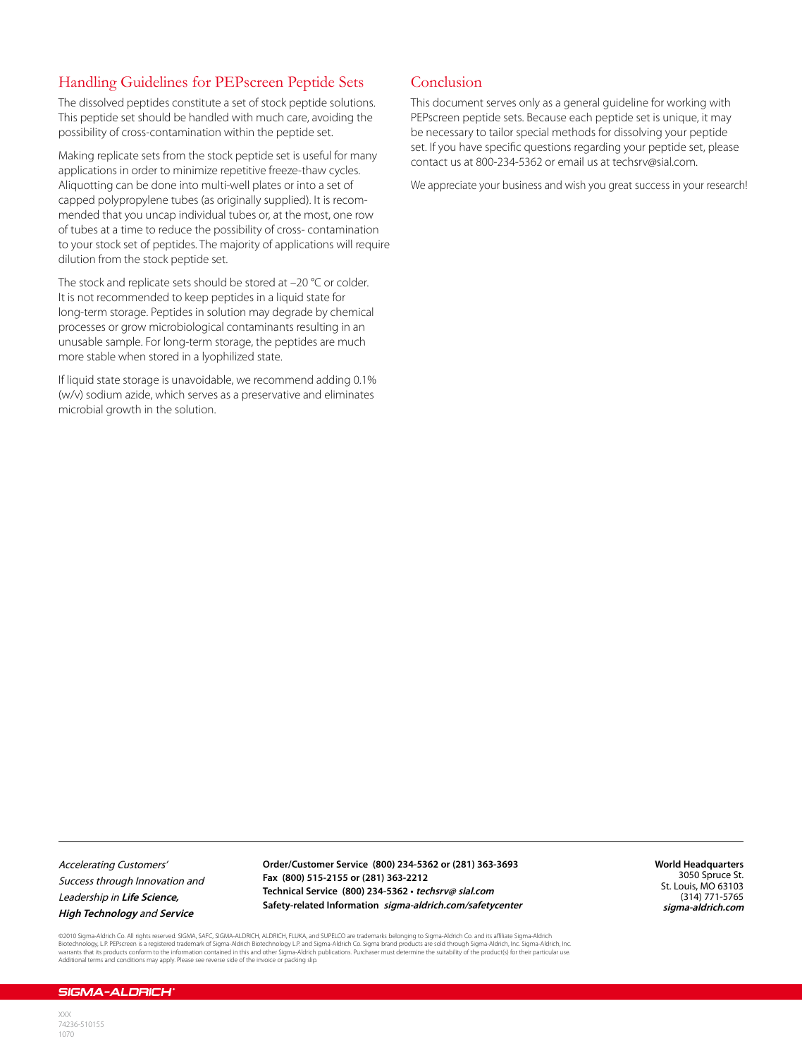## Handling Guidelines for PEPscreen Peptide Sets

The dissolved peptides constitute a set of stock peptide solutions. This peptide set should be handled with much care, avoiding the possibility of cross-contamination within the peptide set.

Making replicate sets from the stock peptide set is useful for many applications in order to minimize repetitive freeze-thaw cycles. Aliquotting can be done into multi-well plates or into a set of capped polypropylene tubes (as originally supplied). It is recommended that you uncap individual tubes or, at the most, one row of tubes at a time to reduce the possibility of cross- contamination to your stock set of peptides. The majority of applications will require dilution from the stock peptide set.

The stock and replicate sets should be stored at –20 °C or colder. It is not recommended to keep peptides in a liquid state for long-term storage. Peptides in solution may degrade by chemical processes or grow microbiological contaminants resulting in an unusable sample. For long-term storage, the peptides are much more stable when stored in a lyophilized state.

If liquid state storage is unavoidable, we recommend adding 0.1% (w/v) sodium azide, which serves as a preservative and eliminates microbial growth in the solution.

## Conclusion

This document serves only as a general guideline for working with PEPscreen peptide sets. Because each peptide set is unique, it may be necessary to tailor special methods for dissolving your peptide set. If you have specific questions regarding your peptide set, please contact us at 800-234-5362 or email us at techsrv@sial.com.

We appreciate your business and wish you great success in your research!

*Accelerating Customers' Success through Innovation and Leadership in* ***Life Science, High Technology*** *and* ***Service***

**Order/Customer Service (800) 234-5362 or (281) 363-3693**
**Fax (800) 515-2155 or (281) 363-2212**
**Technical Service (800) 234-5362 •** ***techsrv@ sial.com***
**Safety-related Information** ***sigma-aldrich.com/safetycenter***

**World Headquarters**
3050 Spruce St.
St. Louis, MO 63103
(314) 771-5765
***sigma-aldrich.com***

©2010 Sigma-Aldrich Co. All rights reserved. SIGMA, SAFC, SIGMA-ALDRICH, ALDRICH, FLUKA, and SUPELCO are trademarks belonging to Sigma-Aldrich Co. and its affiliate Sigma-Aldrich Biotechnology, L.P. PEPscreen is a registered trademark of Sigma-Aldrich Biotechnology L.P. and Sigma-Aldrich Co. Sigma brand products are sold through Sigma-Aldrich, Inc. Sigma-Aldrich, Inc. warrants that its products conform to the information contained in this and other Sigma-Aldrich publications. Purchaser must determine the suitability of the product(s) for their particular use. Additional terms and conditions may apply. Please see reverse side of the invoice or packing slip.

SIGMA-ALDRICH®

XXX
74236-510155
1070